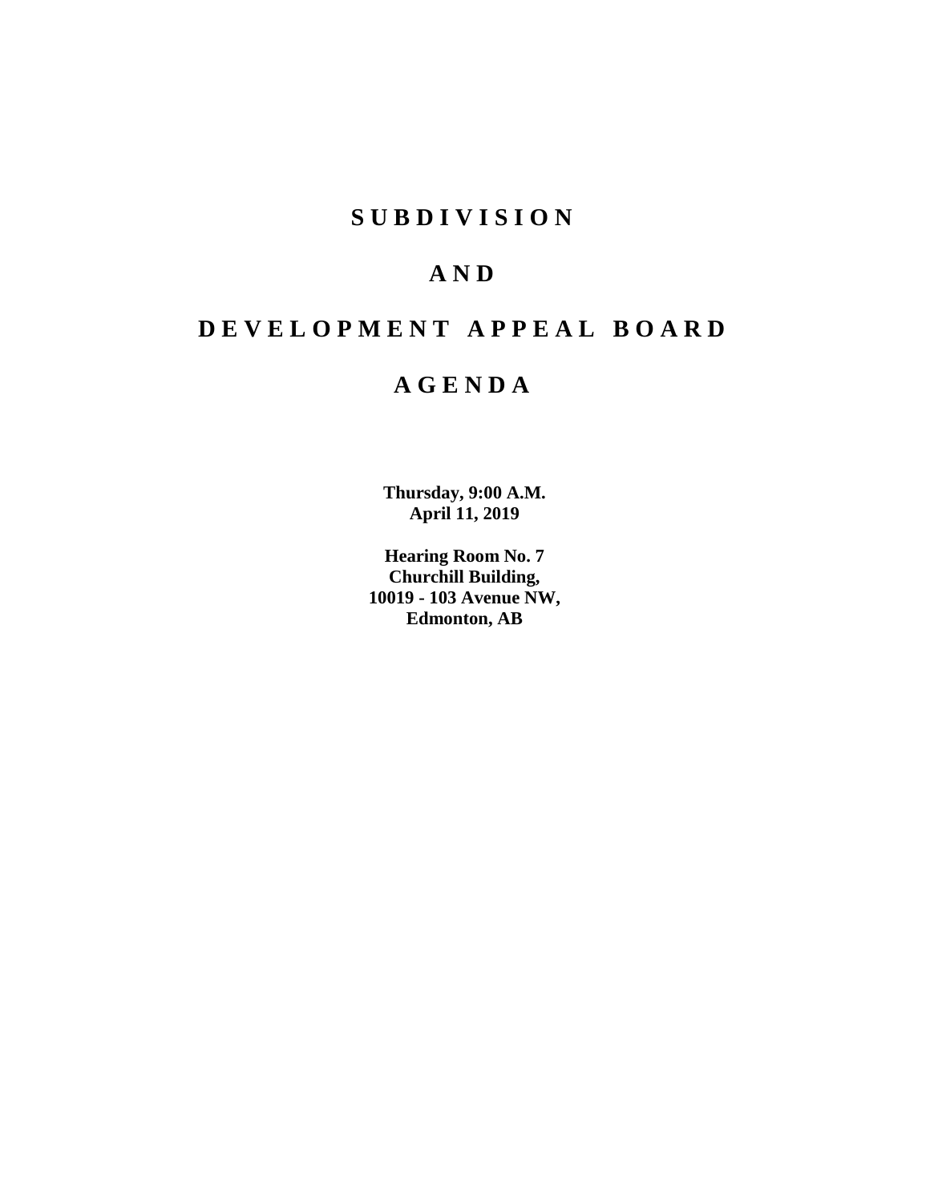# SUBDIVISION

# AND

# DEVELOPMENT APPEAL BOARD

# AGENDA

**Thursday, 9:00 A.M.**
**April 11, 2019**

**Hearing Room No. 7**
**Churchill Building,**
**10019 - 103 Avenue NW,**
**Edmonton, AB**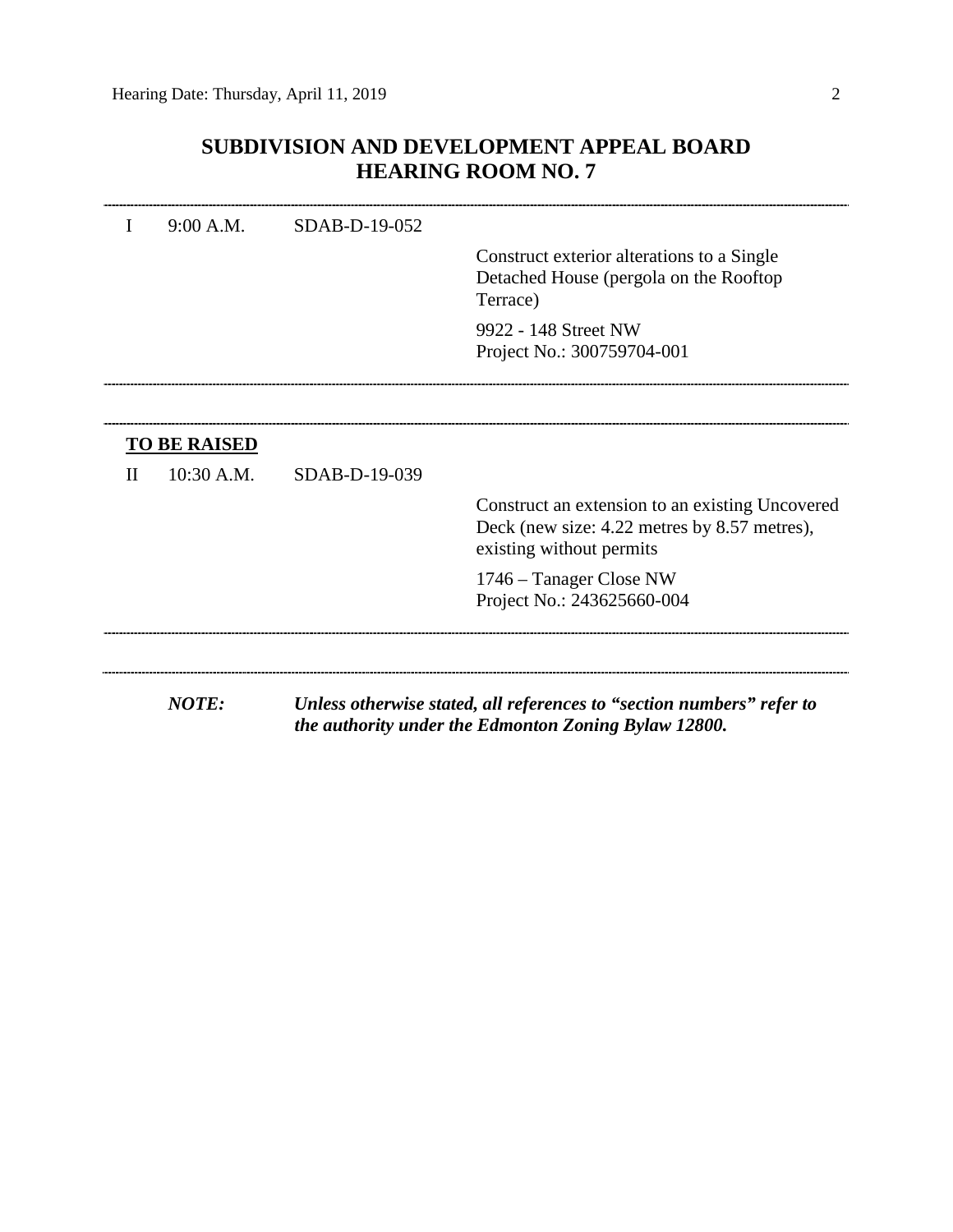# SUBDIVISION AND DEVELOPMENT APPEAL BOARD
# HEARING ROOM NO. 7

---

| | | | |
|---|---|---|---|
| I | 9:00 A.M. | SDAB-D-19-052 | Construct exterior alterations to a Single Detached House (pergola on the Rooftop Terrace)<br><br>9922 - 148 Street NW<br>Project No.: 300759704-001 |

---

**TO BE RAISED**

| | | | |
|---|---|---|---|
| II | 10:30 A.M. | SDAB-D-19-039 | Construct an extension to an existing Uncovered Deck (new size: 4.22 metres by 8.57 metres), existing without permits<br><br>1746 – Tanager Close NW<br>Project No.: 243625660-004 |

---

***NOTE:*** ***Unless otherwise stated, all references to "section numbers" refer to the authority under the Edmonton Zoning Bylaw 12800.***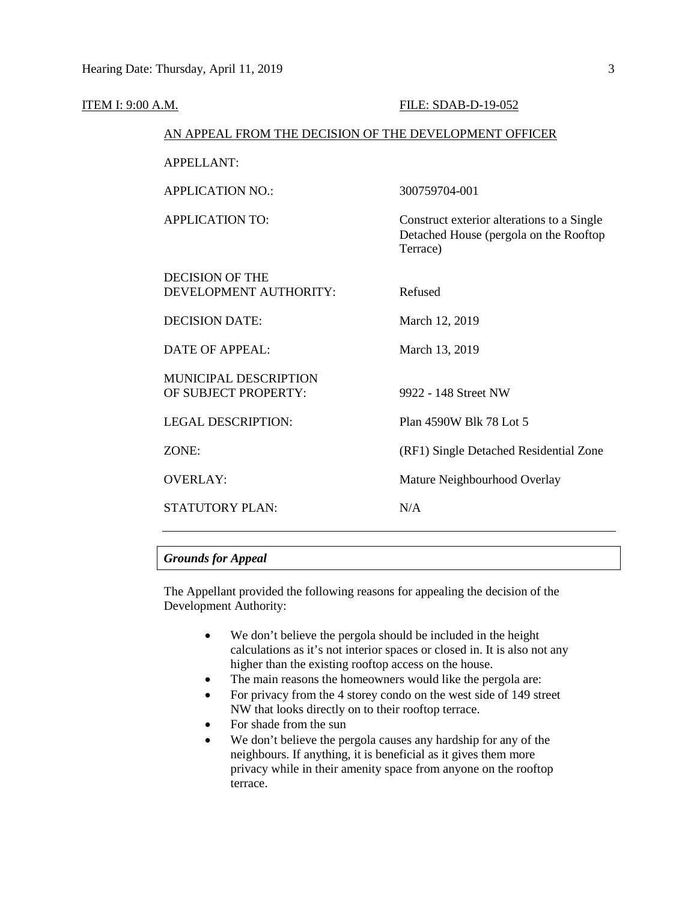ITEM I: 9:00 A.M. FILE: SDAB-D-19-052

AN APPEAL FROM THE DECISION OF THE DEVELOPMENT OFFICER

| | |
|---|---|
| APPELLANT: | |
| APPLICATION NO.: | 300759704-001 |
| APPLICATION TO: | Construct exterior alterations to a Single Detached House (pergola on the Rooftop Terrace) |
| DECISION OF THE DEVELOPMENT AUTHORITY: | Refused |
| DECISION DATE: | March 12, 2019 |
| DATE OF APPEAL: | March 13, 2019 |
| MUNICIPAL DESCRIPTION OF SUBJECT PROPERTY: | 9922 - 148 Street NW |
| LEGAL DESCRIPTION: | Plan 4590W Blk 78 Lot 5 |
| ZONE: | (RF1) Single Detached Residential Zone |
| OVERLAY: | Mature Neighbourhood Overlay |
| STATUTORY PLAN: | N/A |

***Grounds for Appeal***

The Appellant provided the following reasons for appealing the decision of the Development Authority:

- We don't believe the pergola should be included in the height calculations as it's not interior spaces or closed in. It is also not any higher than the existing rooftop access on the house.
- The main reasons the homeowners would like the pergola are:
- For privacy from the 4 storey condo on the west side of 149 street NW that looks directly on to their rooftop terrace.
- For shade from the sun
- We don't believe the pergola causes any hardship for any of the neighbours. If anything, it is beneficial as it gives them more privacy while in their amenity space from anyone on the rooftop terrace.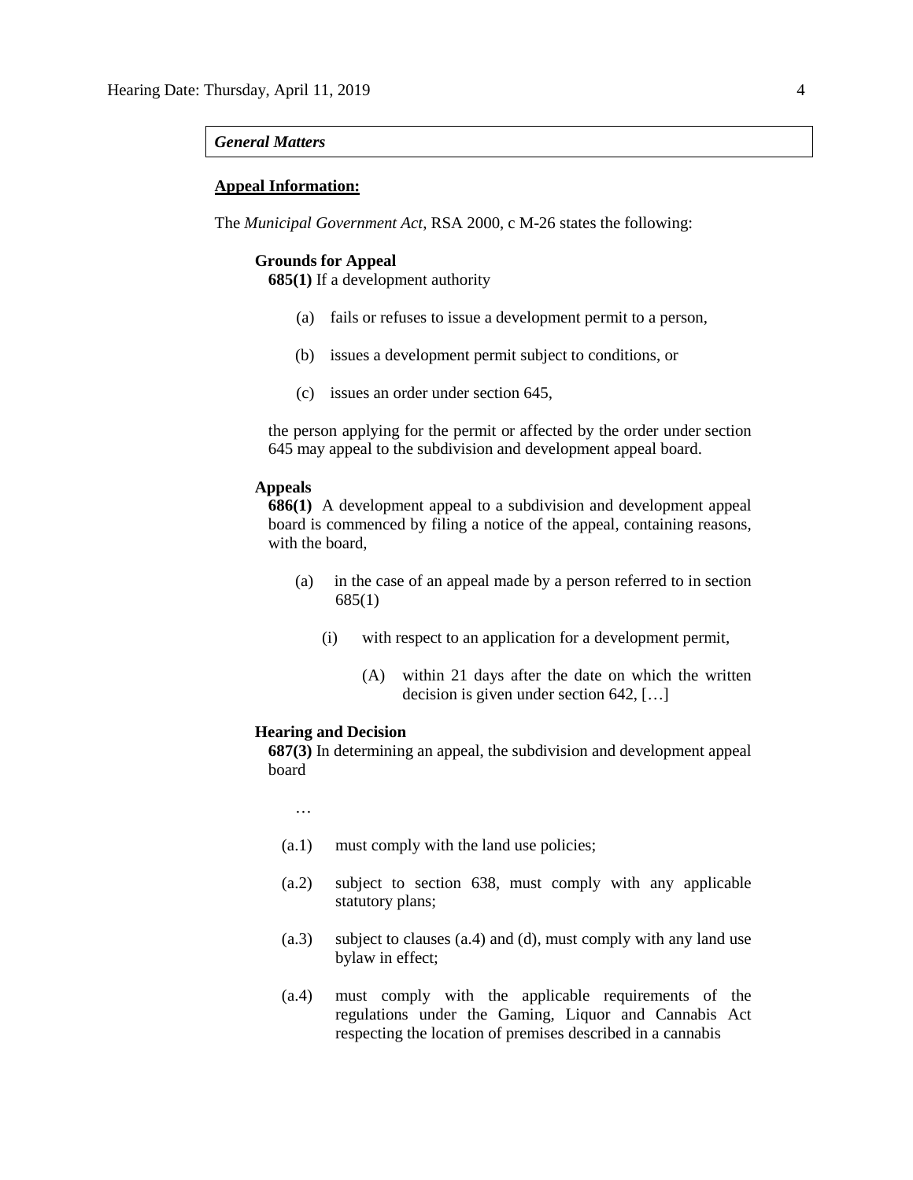***General Matters***

**<u>Appeal Information:</u>**

The *Municipal Government Act*, RSA 2000, c M-26 states the following:

**Grounds for Appeal**

**685(1)** If a development authority

- (a) fails or refuses to issue a development permit to a person,
- (b) issues a development permit subject to conditions, or
- (c) issues an order under section 645,

the person applying for the permit or affected by the order under section 645 may appeal to the subdivision and development appeal board.

**Appeals**

**686(1)** A development appeal to a subdivision and development appeal board is commenced by filing a notice of the appeal, containing reasons, with the board,

- (a) in the case of an appeal made by a person referred to in section 685(1)
  - (i) with respect to an application for a development permit,
    - (A) within 21 days after the date on which the written decision is given under section 642, […]

**Hearing and Decision**

**687(3)** In determining an appeal, the subdivision and development appeal board

…

- (a.1) must comply with the land use policies;
- (a.2) subject to section 638, must comply with any applicable statutory plans;
- (a.3) subject to clauses (a.4) and (d), must comply with any land use bylaw in effect;
- (a.4) must comply with the applicable requirements of the regulations under the Gaming, Liquor and Cannabis Act respecting the location of premises described in a cannabis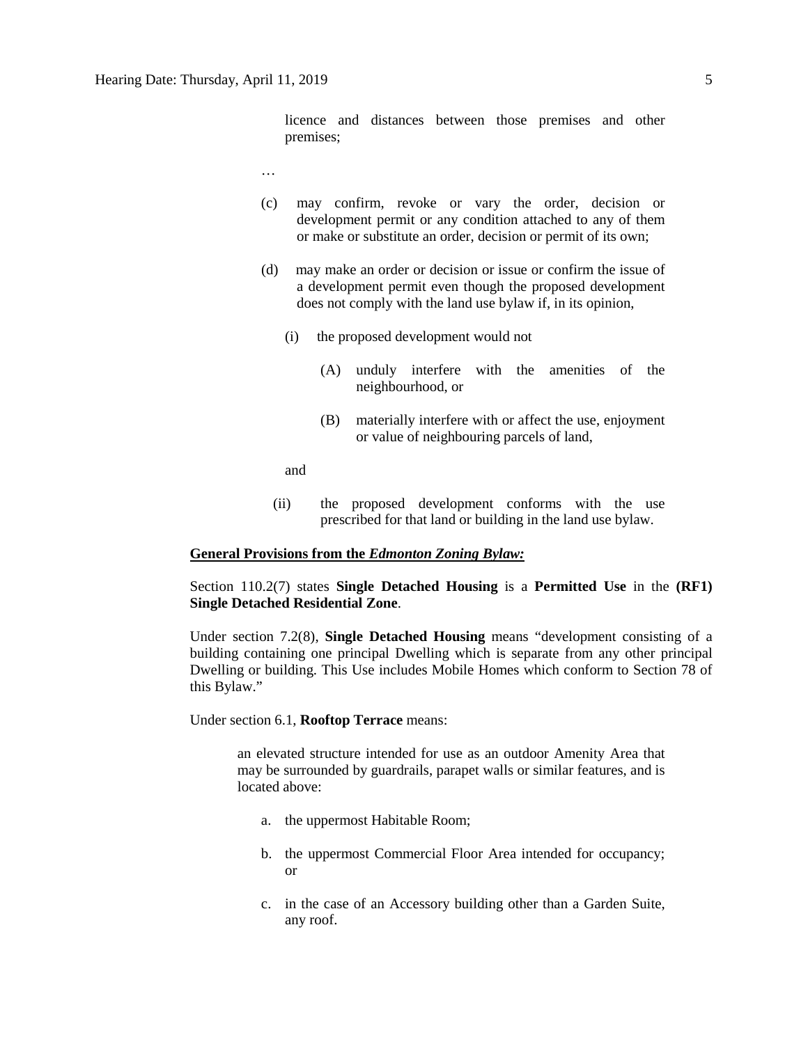licence and distances between those premises and other premises;

…

(c) may confirm, revoke or vary the order, decision or development permit or any condition attached to any of them or make or substitute an order, decision or permit of its own;

(d) may make an order or decision or issue or confirm the issue of a development permit even though the proposed development does not comply with the land use bylaw if, in its opinion,

(i) the proposed development would not

(A) unduly interfere with the amenities of the neighbourhood, or

(B) materially interfere with or affect the use, enjoyment or value of neighbouring parcels of land,

and

(ii) the proposed development conforms with the use prescribed for that land or building in the land use bylaw.

**General Provisions from the *Edmonton Zoning Bylaw:***

Section 110.2(7) states **Single Detached Housing** is a **Permitted Use** in the **(RF1) Single Detached Residential Zone**.

Under section 7.2(8), **Single Detached Housing** means "development consisting of a building containing one principal Dwelling which is separate from any other principal Dwelling or building. This Use includes Mobile Homes which conform to Section 78 of this Bylaw."

Under section 6.1, **Rooftop Terrace** means:

> an elevated structure intended for use as an outdoor Amenity Area that may be surrounded by guardrails, parapet walls or similar features, and is located above:
>
> a. the uppermost Habitable Room;
>
> b. the uppermost Commercial Floor Area intended for occupancy; or
>
> c. in the case of an Accessory building other than a Garden Suite, any roof.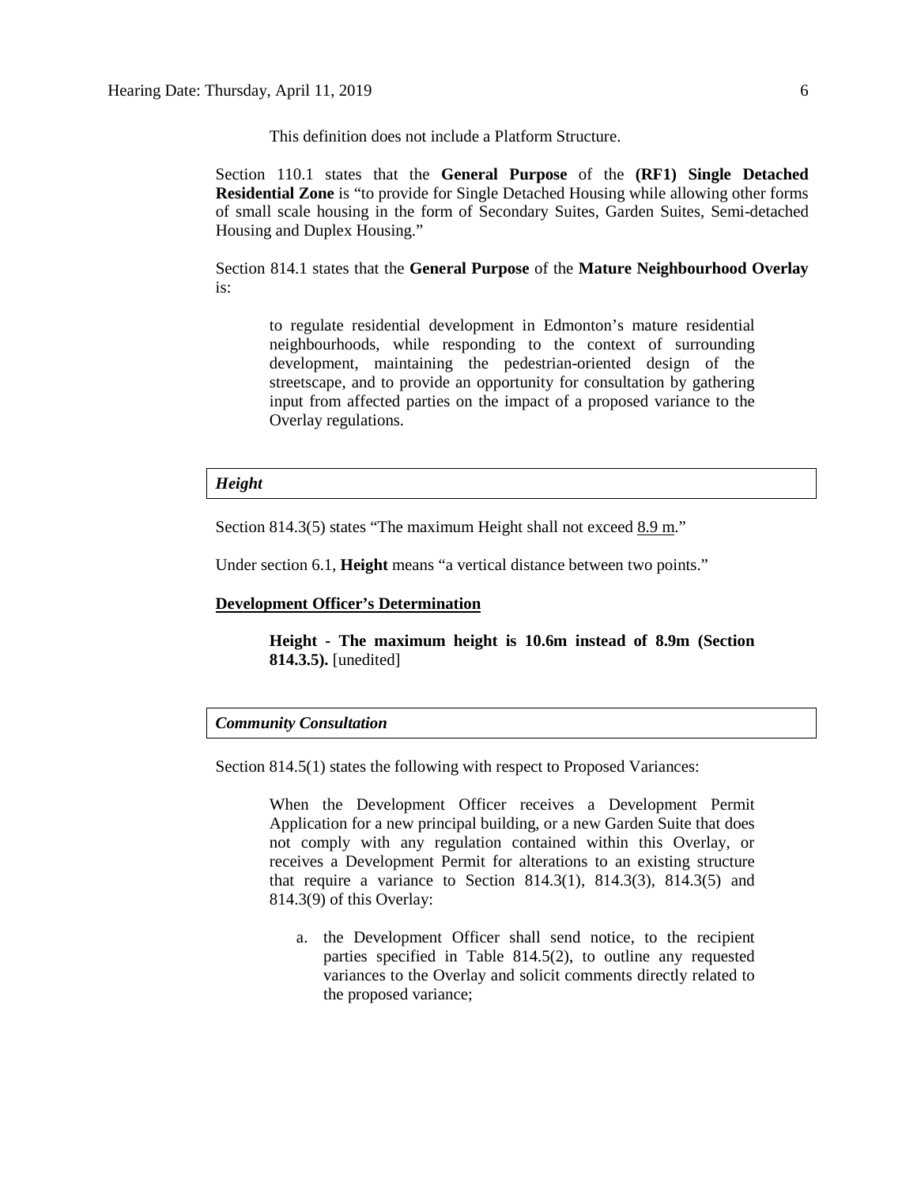This definition does not include a Platform Structure.

Section 110.1 states that the **General Purpose** of the **(RF1) Single Detached Residential Zone** is "to provide for Single Detached Housing while allowing other forms of small scale housing in the form of Secondary Suites, Garden Suites, Semi-detached Housing and Duplex Housing."

Section 814.1 states that the **General Purpose** of the **Mature Neighbourhood Overlay** is:

> to regulate residential development in Edmonton's mature residential neighbourhoods, while responding to the context of surrounding development, maintaining the pedestrian-oriented design of the streetscape, and to provide an opportunity for consultation by gathering input from affected parties on the impact of a proposed variance to the Overlay regulations.

***Height***

Section 814.3(5) states "The maximum Height shall not exceed 8.9 m."

Under section 6.1, **Height** means "a vertical distance between two points."

**Development Officer's Determination**

> **Height - The maximum height is 10.6m instead of 8.9m (Section 814.3.5).** [unedited]

***Community Consultation***

Section 814.5(1) states the following with respect to Proposed Variances:

> When the Development Officer receives a Development Permit Application for a new principal building, or a new Garden Suite that does not comply with any regulation contained within this Overlay, or receives a Development Permit for alterations to an existing structure that require a variance to Section 814.3(1), 814.3(3), 814.3(5) and 814.3(9) of this Overlay:
>
> a. the Development Officer shall send notice, to the recipient parties specified in Table 814.5(2), to outline any requested variances to the Overlay and solicit comments directly related to the proposed variance;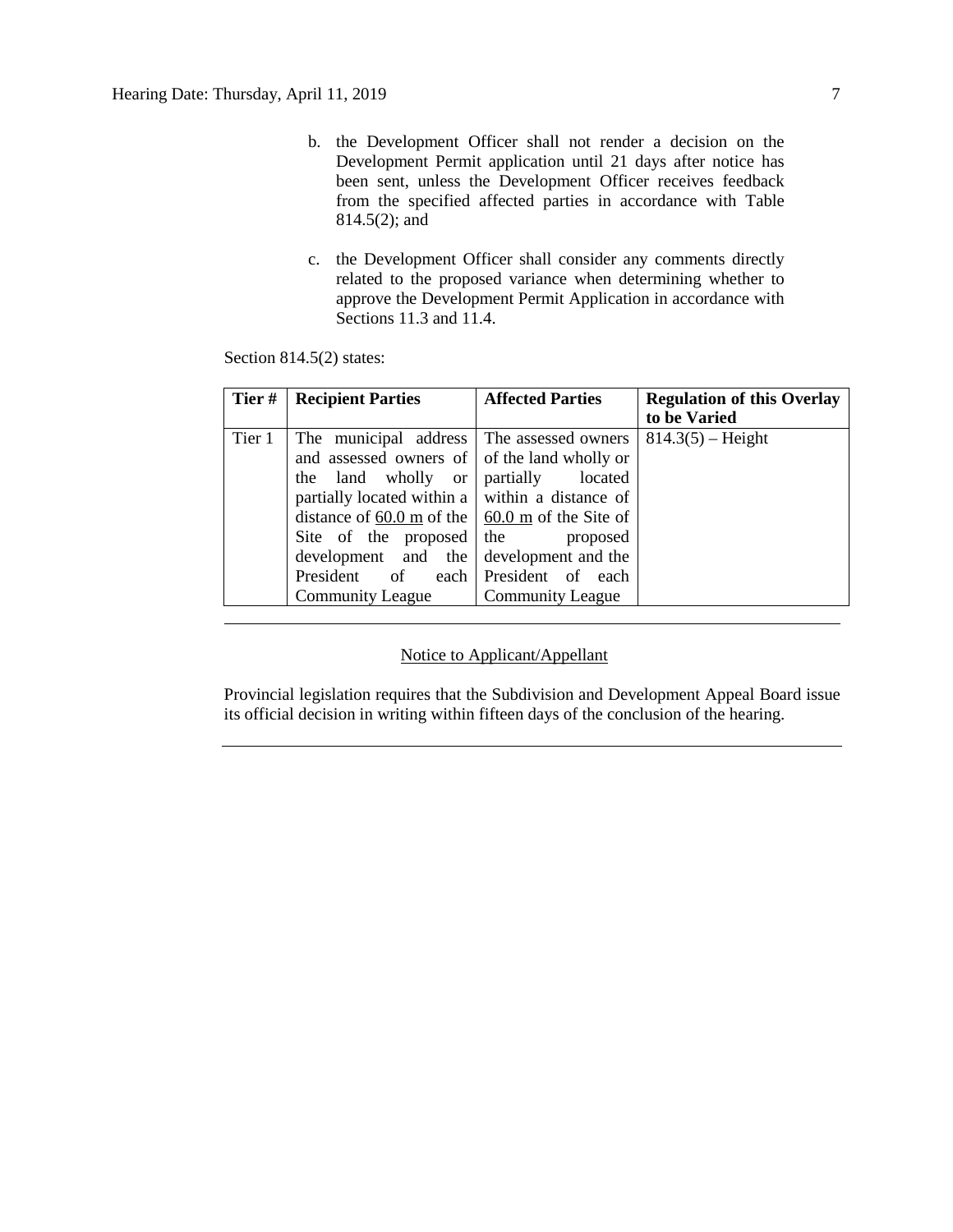b. the Development Officer shall not render a decision on the Development Permit application until 21 days after notice has been sent, unless the Development Officer receives feedback from the specified affected parties in accordance with Table 814.5(2); and

c. the Development Officer shall consider any comments directly related to the proposed variance when determining whether to approve the Development Permit Application in accordance with Sections 11.3 and 11.4.

Section 814.5(2) states:

| Tier # | Recipient Parties | Affected Parties | Regulation of this Overlay to be Varied |
|---|---|---|---|
| Tier 1 | The municipal address and assessed owners of the land wholly or partially located within a distance of 60.0 m of the Site of the proposed development and the President of each Community League | The assessed owners of the land wholly or partially located within a distance of 60.0 m of the Site of the proposed development and the President of each Community League | 814.3(5) – Height |

---

Notice to Applicant/Appellant

Provincial legislation requires that the Subdivision and Development Appeal Board issue its official decision in writing within fifteen days of the conclusion of the hearing.

---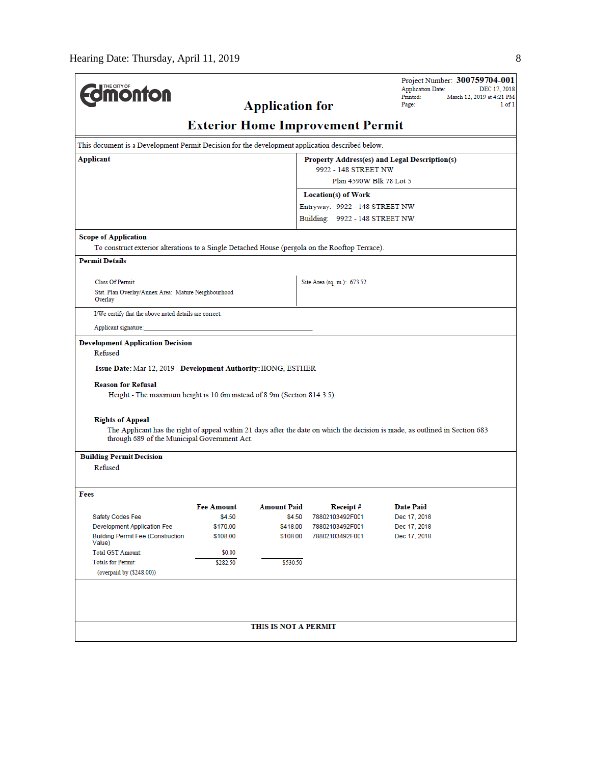Hearing Date: Thursday, April 11, 2019

Project Number: **300759704-001**
Application Date: DEC 17, 2018
Printed: March 12, 2019 at 4:21 PM
Page: 1 of 1

# Application for
# Exterior Home Improvement Permit

This document is a Development Permit Decision for the development application described below.

**Applicant**

**Property Address(es) and Legal Description(s)**
9922 - 148 STREET NW
Plan 4590W Blk 78 Lot 5

**Location(s) of Work**
Entryway: 9922 - 148 STREET NW
Building: 9922 - 148 STREET NW

**Scope of Application**
To construct exterior alterations to a Single Detached House (pergola on the Rooftop Terrace).

**Permit Details**

Class Of Permit:
Stat. Plan Overlay/Annex Area: Mature Neighbourhood Overlay

Site Area (sq. m.): 673.52

I/We certify that the above noted details are correct.

Applicant signature:\_\_\_\_\_\_\_\_\_\_\_\_\_\_\_\_\_\_\_\_\_\_\_\_\_\_\_\_\_\_\_\_\_\_\_\_\_\_\_\_

**Development Application Decision**
Refused

**Issue Date:** Mar 12, 2019 **Development Authority:** HONG, ESTHER

**Reason for Refusal**
Height - The maximum height is 10.6m instead of 8.9m (Section 814.3.5).

**Rights of Appeal**
The Applicant has the right of appeal within 21 days after the date on which the decision is made, as outlined in Section 683 through 689 of the Municipal Government Act.

**Building Permit Decision**
Refused

**Fees**

| | Fee Amount | Amount Paid | Receipt # | Date Paid |
|---|---|---|---|---|
| Safety Codes Fee | $4.50 | $4.50 | 78802103492F001 | Dec 17, 2018 |
| Development Application Fee | $170.00 | $418.00 | 78802103492F001 | Dec 17, 2018 |
| Building Permit Fee (Construction Value) | $108.00 | $108.00 | 78802103492F001 | Dec 17, 2018 |
| Total GST Amount: | $0.00 | | | |
| Totals for Permit: | $282.50 | $530.50 | | |
| (overpaid by ($248.00)) | | | | |

**THIS IS NOT A PERMIT**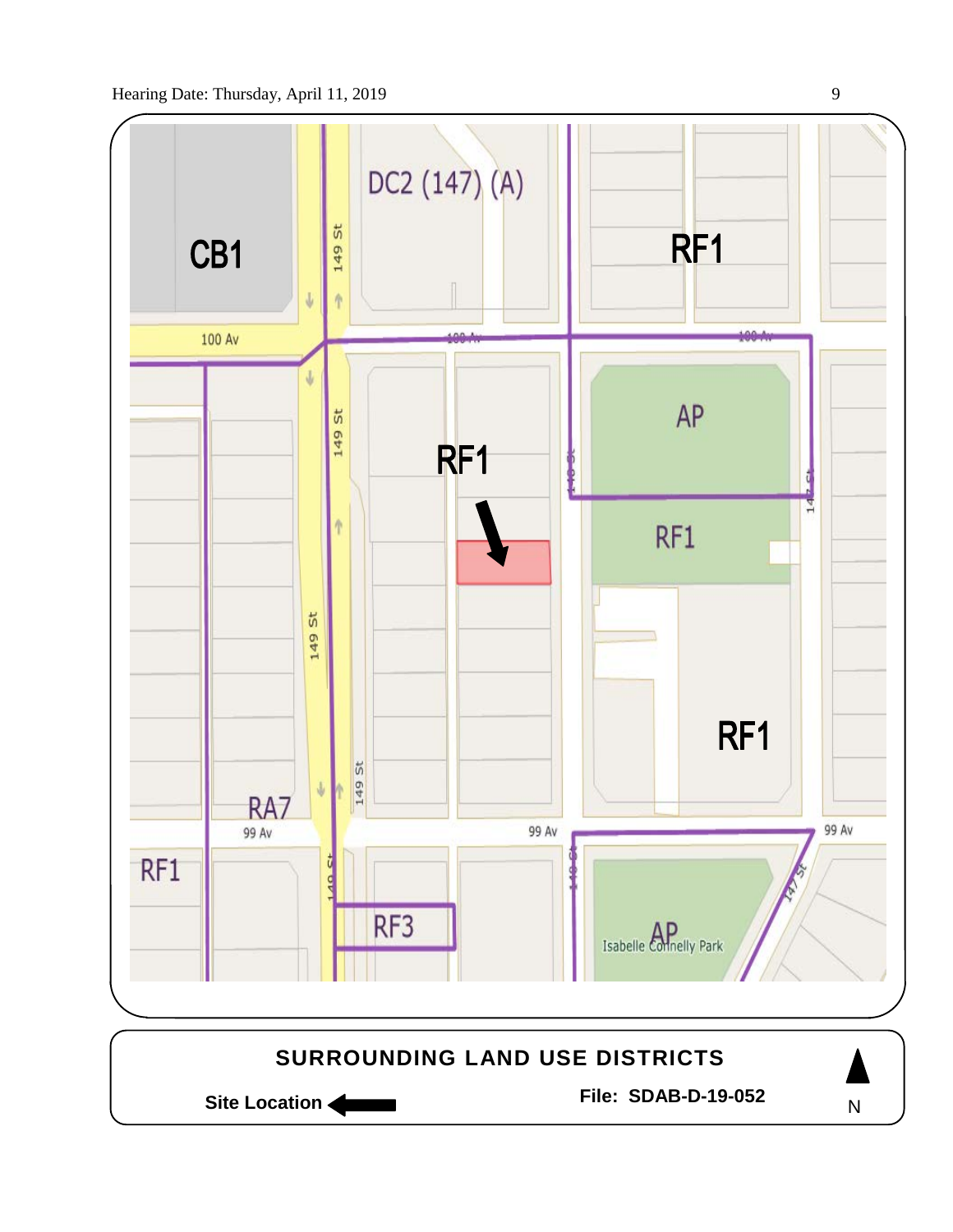CB1

DC2 (147) (A)

RF1

100 Av

149 St

AP

RF1

RF1

RF1

RA7

99 Av

99 Av

99 Av

RF1

RF3

Isabelle Connelly Park

AP

**SURROUNDING LAND USE DISTRICTS**

**Site Location** ←

**File: SDAB-D-19-052**

N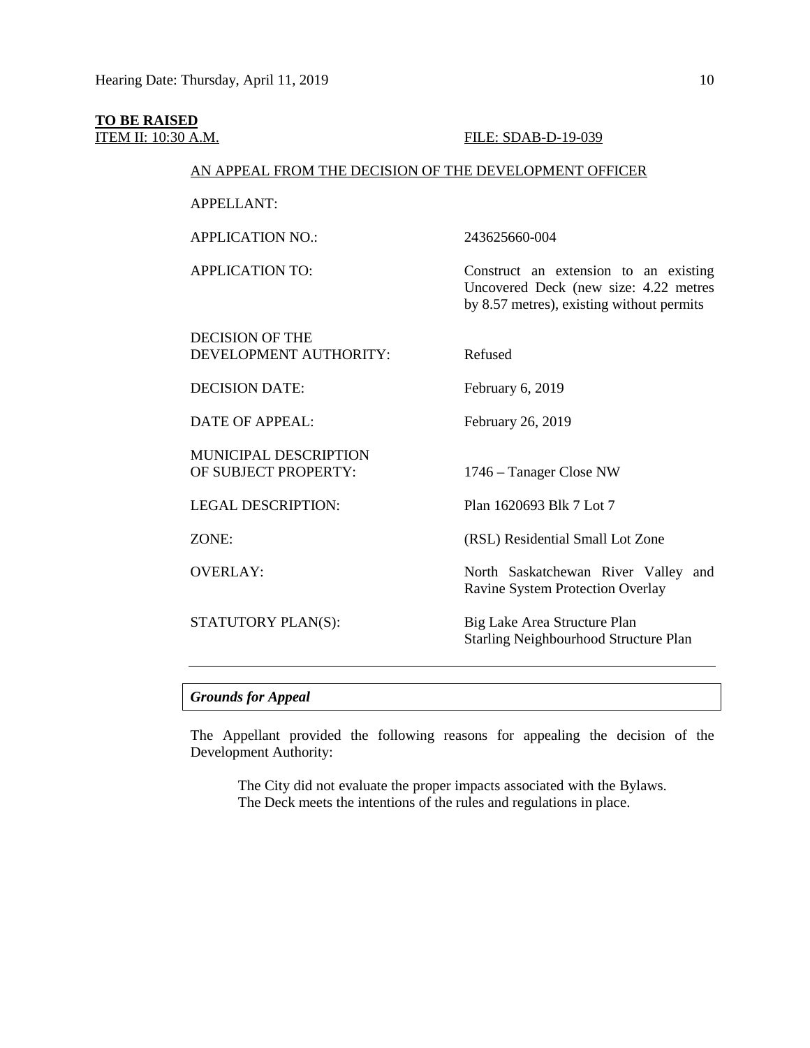**TO BE RAISED**

ITEM II: 10:30 A.M. FILE: SDAB-D-19-039

AN APPEAL FROM THE DECISION OF THE DEVELOPMENT OFFICER

| | |
|---|---|
| APPELLANT: | |
| APPLICATION NO.: | 243625660-004 |
| APPLICATION TO: | Construct an extension to an existing Uncovered Deck (new size: 4.22 metres by 8.57 metres), existing without permits |
| DECISION OF THE DEVELOPMENT AUTHORITY: | Refused |
| DECISION DATE: | February 6, 2019 |
| DATE OF APPEAL: | February 26, 2019 |
| MUNICIPAL DESCRIPTION OF SUBJECT PROPERTY: | 1746 – Tanager Close NW |
| LEGAL DESCRIPTION: | Plan 1620693 Blk 7 Lot 7 |
| ZONE: | (RSL) Residential Small Lot Zone |
| OVERLAY: | North Saskatchewan River Valley and Ravine System Protection Overlay |
| STATUTORY PLAN(S): | Big Lake Area Structure Plan<br>Starling Neighbourhood Structure Plan |

---

***Grounds for Appeal***

The Appellant provided the following reasons for appealing the decision of the Development Authority:

> The City did not evaluate the proper impacts associated with the Bylaws.
> The Deck meets the intentions of the rules and regulations in place.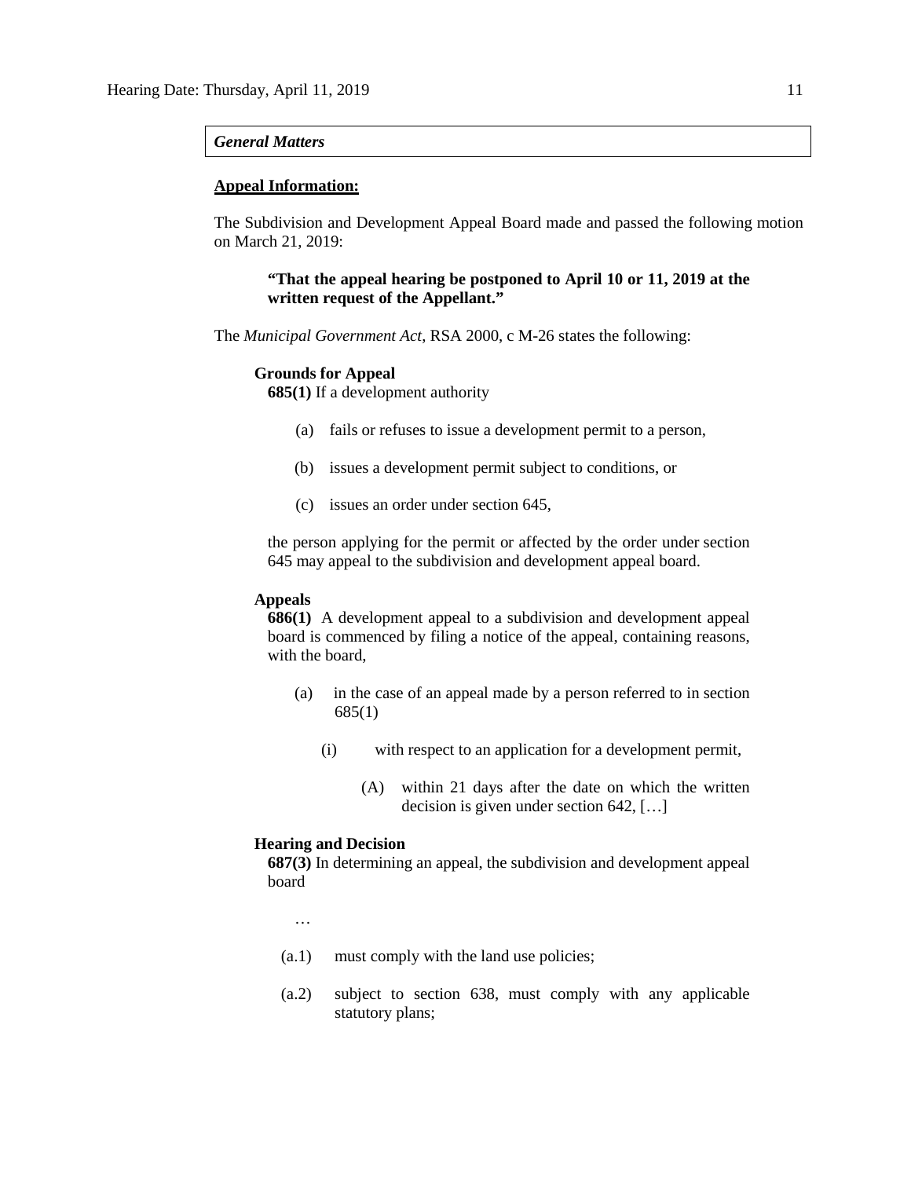***General Matters***

**<u>Appeal Information:</u>**

The Subdivision and Development Appeal Board made and passed the following motion on March 21, 2019:

> **"That the appeal hearing be postponed to April 10 or 11, 2019 at the written request of the Appellant."**

The *Municipal Government Act*, RSA 2000, c M-26 states the following:

**Grounds for Appeal**
**685(1)** If a development authority

(a) fails or refuses to issue a development permit to a person,

(b) issues a development permit subject to conditions, or

(c) issues an order under section 645,

the person applying for the permit or affected by the order under section 645 may appeal to the subdivision and development appeal board.

**Appeals**
**686(1)** A development appeal to a subdivision and development appeal board is commenced by filing a notice of the appeal, containing reasons, with the board,

(a) in the case of an appeal made by a person referred to in section 685(1)

(i) with respect to an application for a development permit,

(A) within 21 days after the date on which the written decision is given under section 642, […]

**Hearing and Decision**
**687(3)** In determining an appeal, the subdivision and development appeal board

…

(a.1) must comply with the land use policies;

(a.2) subject to section 638, must comply with any applicable statutory plans;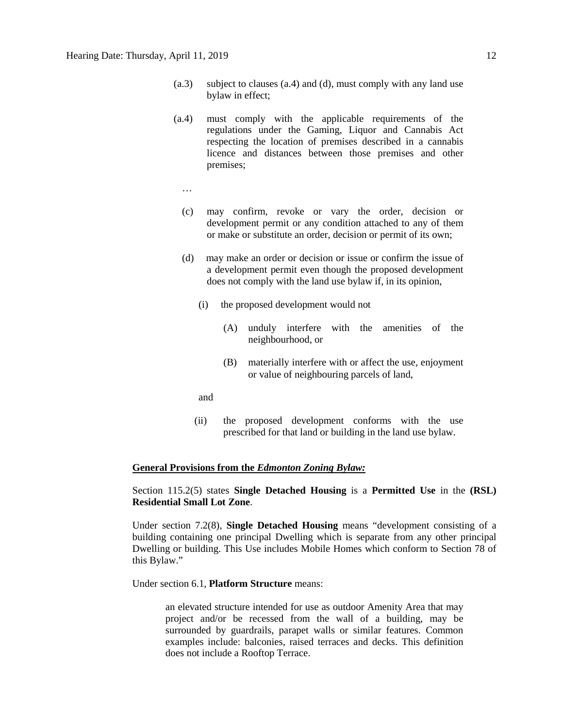(a.3) subject to clauses (a.4) and (d), must comply with any land use bylaw in effect;

(a.4) must comply with the applicable requirements of the regulations under the Gaming, Liquor and Cannabis Act respecting the location of premises described in a cannabis licence and distances between those premises and other premises;

…

(c) may confirm, revoke or vary the order, decision or development permit or any condition attached to any of them or make or substitute an order, decision or permit of its own;

(d) may make an order or decision or issue or confirm the issue of a development permit even though the proposed development does not comply with the land use bylaw if, in its opinion,

(i) the proposed development would not

(A) unduly interfere with the amenities of the neighbourhood, or

(B) materially interfere with or affect the use, enjoyment or value of neighbouring parcels of land,

and

(ii) the proposed development conforms with the use prescribed for that land or building in the land use bylaw.

**General Provisions from the *Edmonton Zoning Bylaw:***

Section 115.2(5) states **Single Detached Housing** is a **Permitted Use** in the **(RSL) Residential Small Lot Zone**.

Under section 7.2(8), **Single Detached Housing** means "development consisting of a building containing one principal Dwelling which is separate from any other principal Dwelling or building. This Use includes Mobile Homes which conform to Section 78 of this Bylaw."

Under section 6.1, **Platform Structure** means:

> an elevated structure intended for use as outdoor Amenity Area that may project and/or be recessed from the wall of a building, may be surrounded by guardrails, parapet walls or similar features. Common examples include: balconies, raised terraces and decks. This definition does not include a Rooftop Terrace.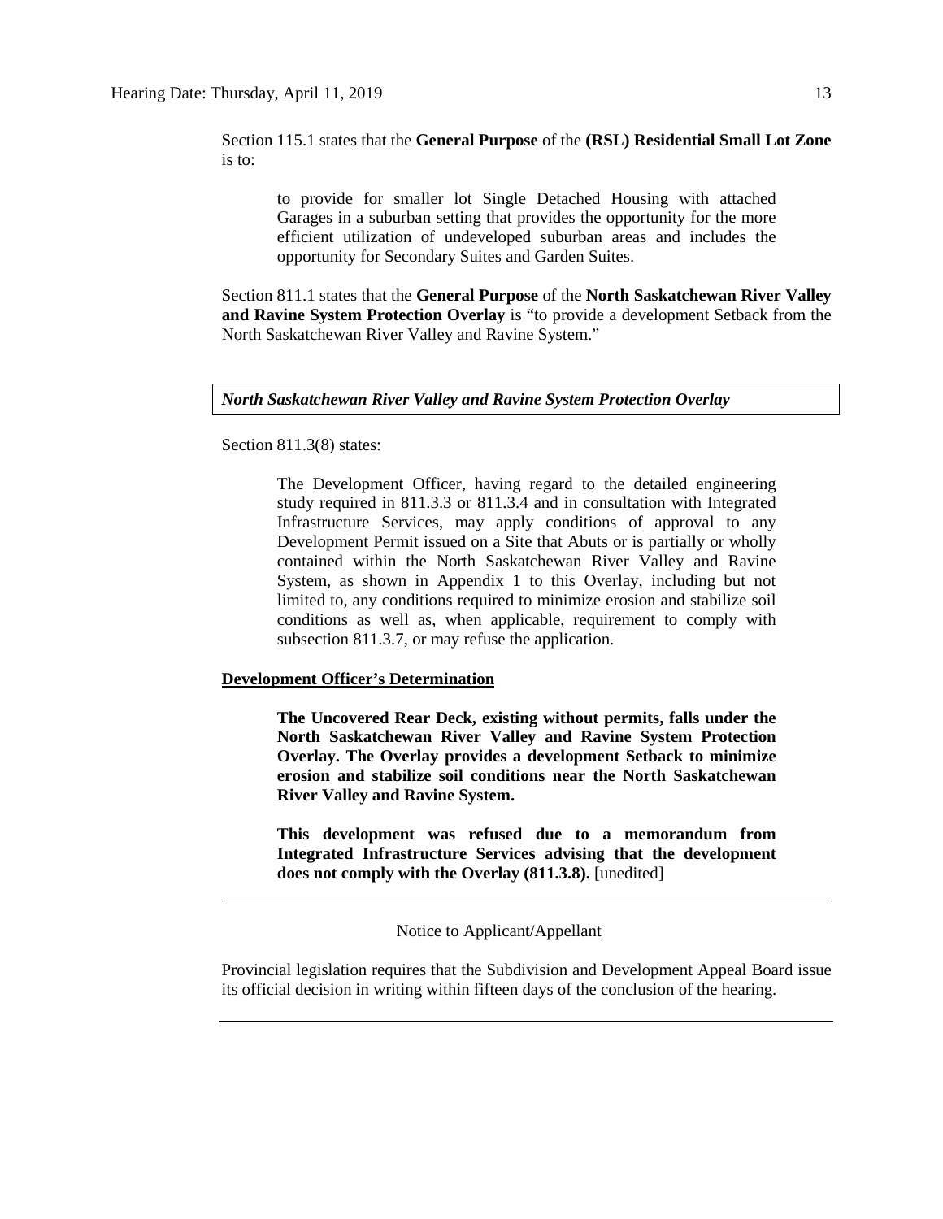Section 115.1 states that the **General Purpose** of the **(RSL) Residential Small Lot Zone** is to:

> to provide for smaller lot Single Detached Housing with attached Garages in a suburban setting that provides the opportunity for the more efficient utilization of undeveloped suburban areas and includes the opportunity for Secondary Suites and Garden Suites.

Section 811.1 states that the **General Purpose** of the **North Saskatchewan River Valley and Ravine System Protection Overlay** is "to provide a development Setback from the North Saskatchewan River Valley and Ravine System."

***North Saskatchewan River Valley and Ravine System Protection Overlay***

Section 811.3(8) states:

> The Development Officer, having regard to the detailed engineering study required in 811.3.3 or 811.3.4 and in consultation with Integrated Infrastructure Services, may apply conditions of approval to any Development Permit issued on a Site that Abuts or is partially or wholly contained within the North Saskatchewan River Valley and Ravine System, as shown in Appendix 1 to this Overlay, including but not limited to, any conditions required to minimize erosion and stabilize soil conditions as well as, when applicable, requirement to comply with subsection 811.3.7, or may refuse the application.

**Development Officer's Determination**

> **The Uncovered Rear Deck, existing without permits, falls under the North Saskatchewan River Valley and Ravine System Protection Overlay. The Overlay provides a development Setback to minimize erosion and stabilize soil conditions near the North Saskatchewan River Valley and Ravine System.**
>
> **This development was refused due to a memorandum from Integrated Infrastructure Services advising that the development does not comply with the Overlay (811.3.8).** [unedited]

---

Notice to Applicant/Appellant

Provincial legislation requires that the Subdivision and Development Appeal Board issue its official decision in writing within fifteen days of the conclusion of the hearing.

---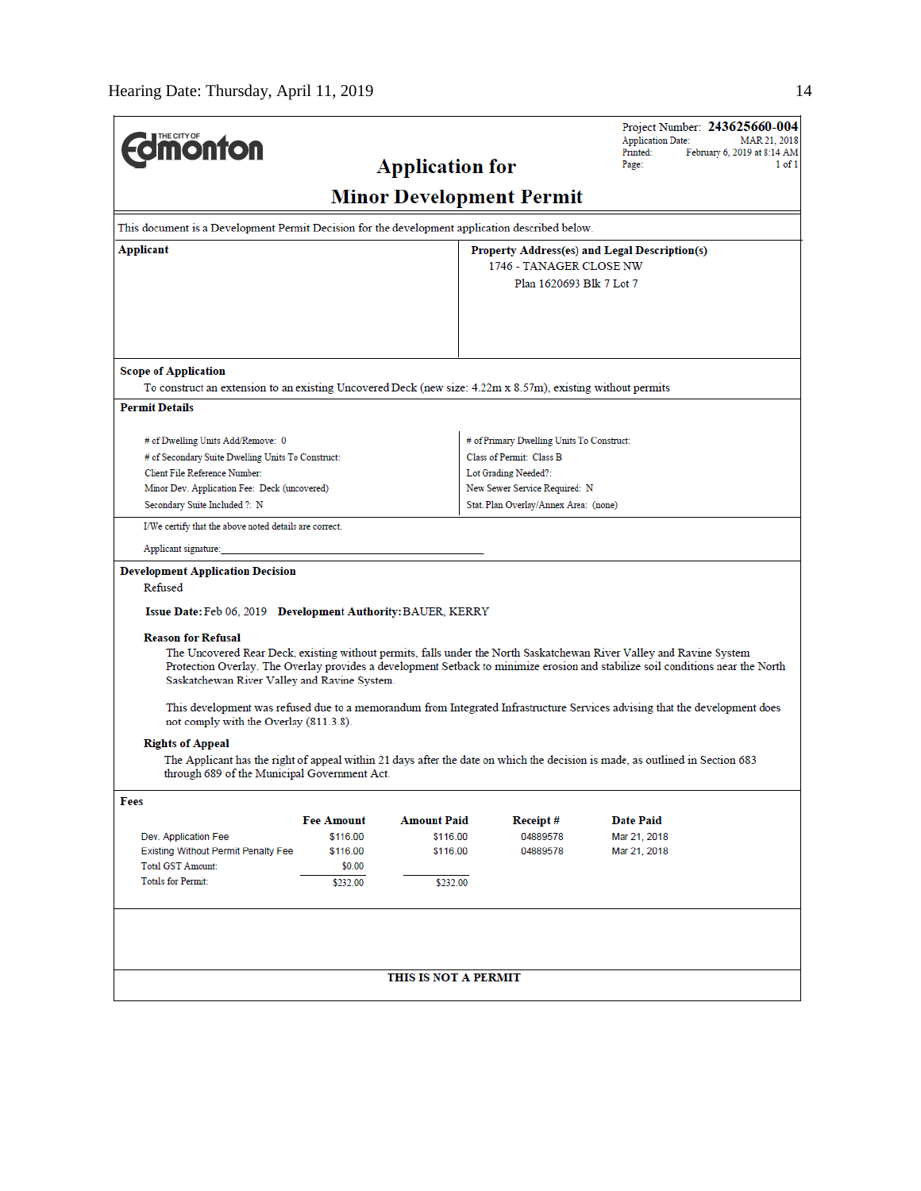**THE CITY OF Edmonton**

Project Number: **243625660-004**
Application Date: MAR 21, 2018
Printed: February 6, 2019 at 8:14 AM
Page: 1 of 1

# Application for
# Minor Development Permit

This document is a Development Permit Decision for the development application described below.

**Applicant**

**Property Address(es) and Legal Description(s)**
1746 - TANAGER CLOSE NW
Plan 1620693 Blk 7 Lot 7

**Scope of Application**

To construct an extension to an existing Uncovered Deck (new size: 4.22m x 8.57m), existing without permits

**Permit Details**

# of Dwelling Units Add/Remove: 0
# of Secondary Suite Dwelling Units To Construct:
Client File Reference Number:
Minor Dev. Application Fee: Deck (uncovered)
Secondary Suite Included ?: N

# of Primary Dwelling Units To Construct:
Class of Permit: Class B
Lot Grading Needed?:
New Sewer Service Required: N
Stat. Plan Overlay/Annex Area: (none)

I/We certify that the above noted details are correct.

Applicant signature: ______________________________

**Development Application Decision**

Refused

**Issue Date:** Feb 06, 2019 **Development Authority:** BAUER, KERRY

**Reason for Refusal**

The Uncovered Rear Deck, existing without permits, falls under the North Saskatchewan River Valley and Ravine System Protection Overlay. The Overlay provides a development Setback to minimize erosion and stabilize soil conditions near the North Saskatchewan River Valley and Ravine System.

This development was refused due to a memorandum from Integrated Infrastructure Services advising that the development does not comply with the Overlay (811.3.8).

**Rights of Appeal**

The Applicant has the right of appeal within 21 days after the date on which the decision is made, as outlined in Section 683 through 689 of the Municipal Government Act.

**Fees**

| | Fee Amount | Amount Paid | Receipt # | Date Paid |
|---|---|---|---|---|
| Dev. Application Fee | $116.00 | $116.00 | 04889578 | Mar 21, 2018 |
| Existing Without Permit Penalty Fee | $116.00 | $116.00 | 04889578 | Mar 21, 2018 |
| Total GST Amount: | $0.00 | | | |
| Totals for Permit: | $232.00 | $232.00 | | |

**THIS IS NOT A PERMIT**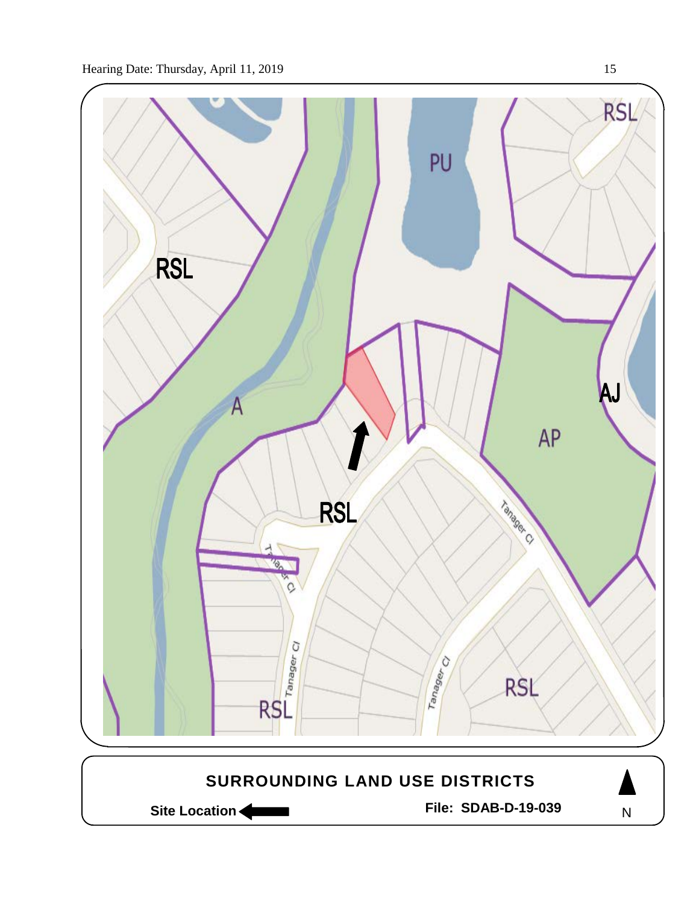RSL

PU

RSL

A

AJ

AP

RSL

Tanager Cl

Tanager Cl

Tanager Cl

Tanager Cl

RSL

RSL

**SURROUNDING LAND USE DISTRICTS**

**Site Location**

**File: SDAB-D-19-039**

N